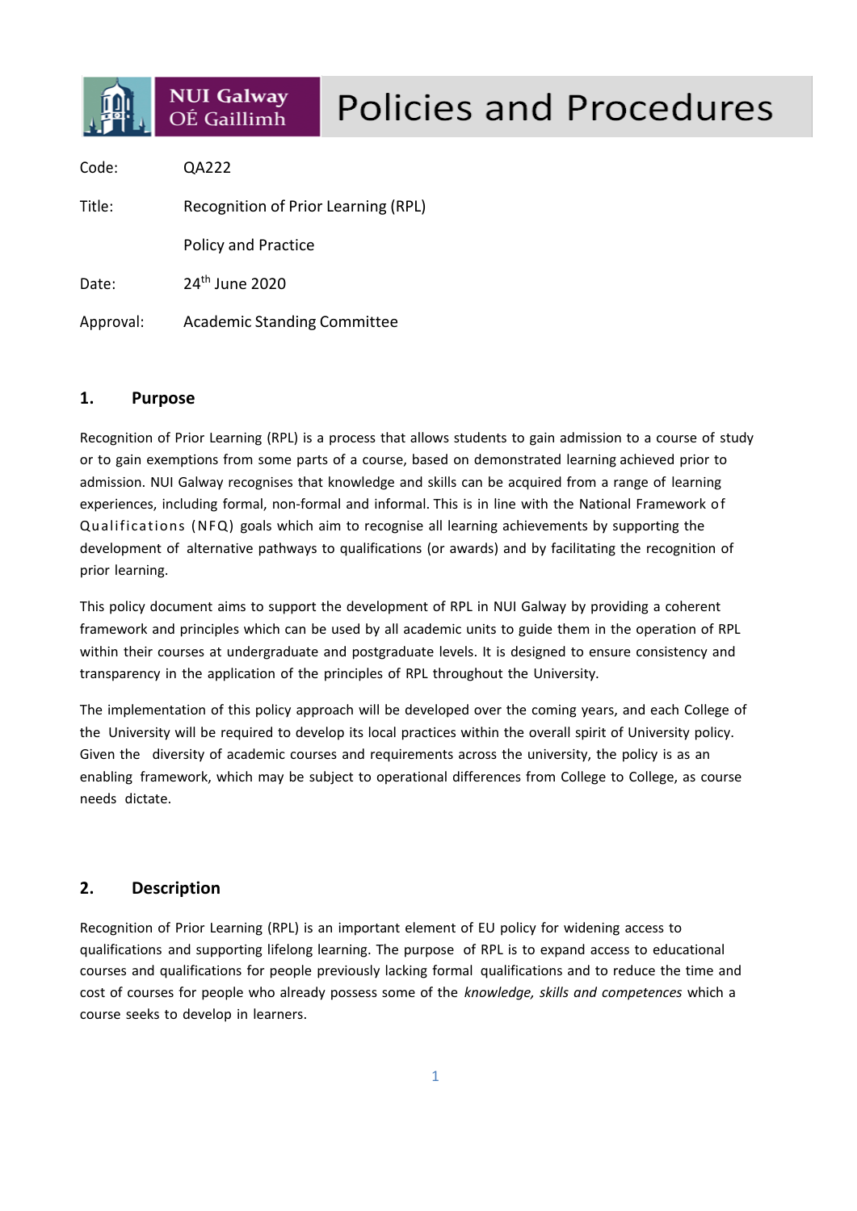# Policies and Procedures

NUI Galway
OÉ Gaillimh

| | |
|---|---|
| Code: | QA222 |
| Title: | Recognition of Prior Learning (RPL) Policy and Practice |
| Date: | 24th June 2020 |
| Approval: | Academic Standing Committee |

## 1. Purpose

Recognition of Prior Learning (RPL) is a process that allows students to gain admission to a course of study or to gain exemptions from some parts of a course, based on demonstrated learning achieved prior to admission. NUI Galway recognises that knowledge and skills can be acquired from a range of learning experiences, including formal, non-formal and informal. This is in line with the National Framework of Qualifications (NFQ) goals which aim to recognise all learning achievements by supporting the development of alternative pathways to qualifications (or awards) and by facilitating the recognition of prior learning.

This policy document aims to support the development of RPL in NUI Galway by providing a coherent framework and principles which can be used by all academic units to guide them in the operation of RPL within their courses at undergraduate and postgraduate levels. It is designed to ensure consistency and transparency in the application of the principles of RPL throughout the University.

The implementation of this policy approach will be developed over the coming years, and each College of the University will be required to develop its local practices within the overall spirit of University policy. Given the diversity of academic courses and requirements across the university, the policy is as an enabling framework, which may be subject to operational differences from College to College, as course needs dictate.

## 2. Description

Recognition of Prior Learning (RPL) is an important element of EU policy for widening access to qualifications and supporting lifelong learning. The purpose of RPL is to expand access to educational courses and qualifications for people previously lacking formal qualifications and to reduce the time and cost of courses for people who already possess some of the *knowledge, skills and competences* which a course seeks to develop in learners.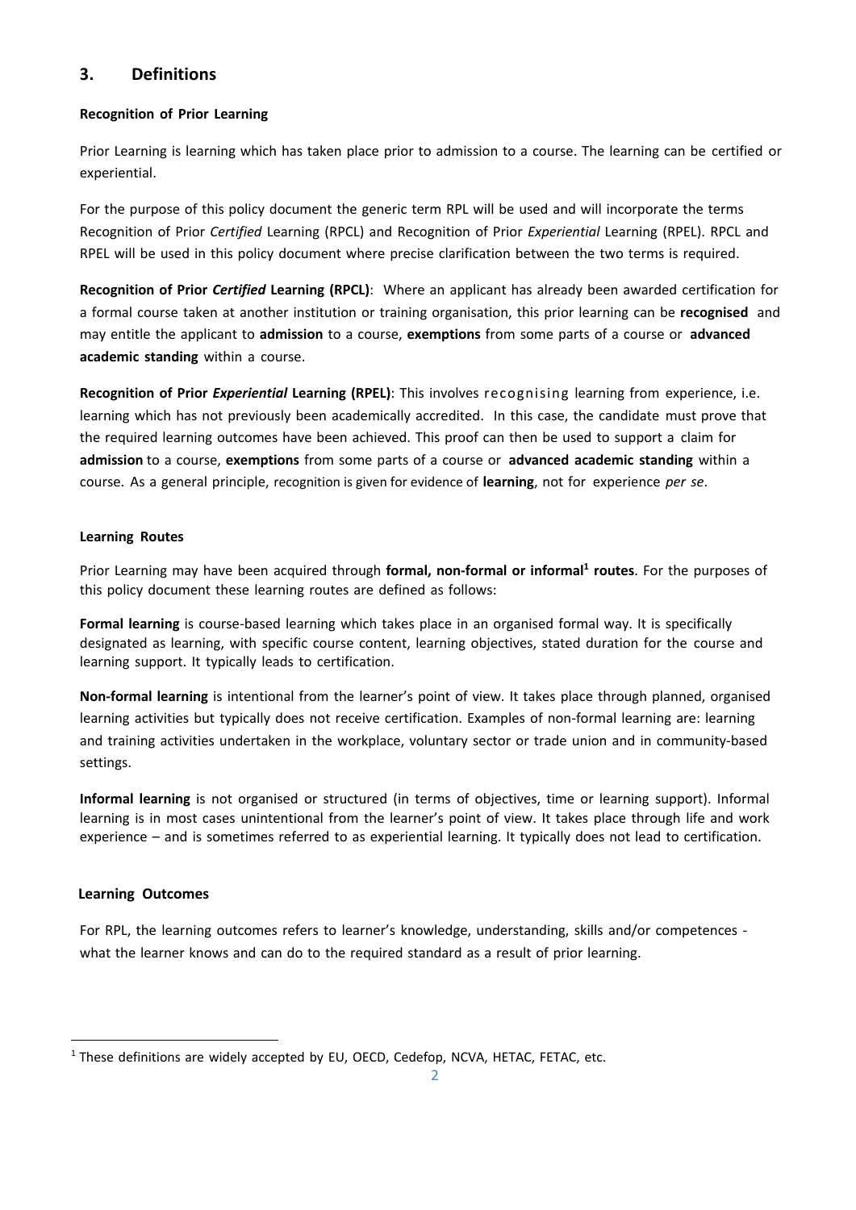## 3. Definitions

**Recognition of Prior Learning**

Prior Learning is learning which has taken place prior to admission to a course. The learning can be certified or experiential.

For the purpose of this policy document the generic term RPL will be used and will incorporate the terms Recognition of Prior *Certified* Learning (RPCL) and Recognition of Prior *Experiential* Learning (RPEL). RPCL and RPEL will be used in this policy document where precise clarification between the two terms is required.

**Recognition of Prior *Certified* Learning (RPCL)**: Where an applicant has already been awarded certification for a formal course taken at another institution or training organisation, this prior learning can be **recognised** and may entitle the applicant to **admission** to a course, **exemptions** from some parts of a course or **advanced academic standing** within a course.

**Recognition of Prior *Experiential* Learning (RPEL)**: This involves recognising learning from experience, i.e. learning which has not previously been academically accredited. In this case, the candidate must prove that the required learning outcomes have been achieved. This proof can then be used to support a claim for **admission** to a course, **exemptions** from some parts of a course or **advanced academic standing** within a course. As a general principle, recognition is given for evidence of **learning**, not for experience *per se*.

**Learning Routes**

Prior Learning may have been acquired through **formal, non-formal or informal[1] routes**. For the purposes of this policy document these learning routes are defined as follows:

**Formal learning** is course-based learning which takes place in an organised formal way. It is specifically designated as learning, with specific course content, learning objectives, stated duration for the course and learning support. It typically leads to certification.

**Non-formal learning** is intentional from the learner's point of view. It takes place through planned, organised learning activities but typically does not receive certification. Examples of non-formal learning are: learning and training activities undertaken in the workplace, voluntary sector or trade union and in community-based settings.

**Informal learning** is not organised or structured (in terms of objectives, time or learning support). Informal learning is in most cases unintentional from the learner's point of view. It takes place through life and work experience – and is sometimes referred to as experiential learning. It typically does not lead to certification.

**Learning Outcomes**

For RPL, the learning outcomes refers to learner's knowledge, understanding, skills and/or competences - what the learner knows and can do to the required standard as a result of prior learning.

---

[1] These definitions are widely accepted by EU, OECD, Cedefop, NCVA, HETAC, FETAC, etc.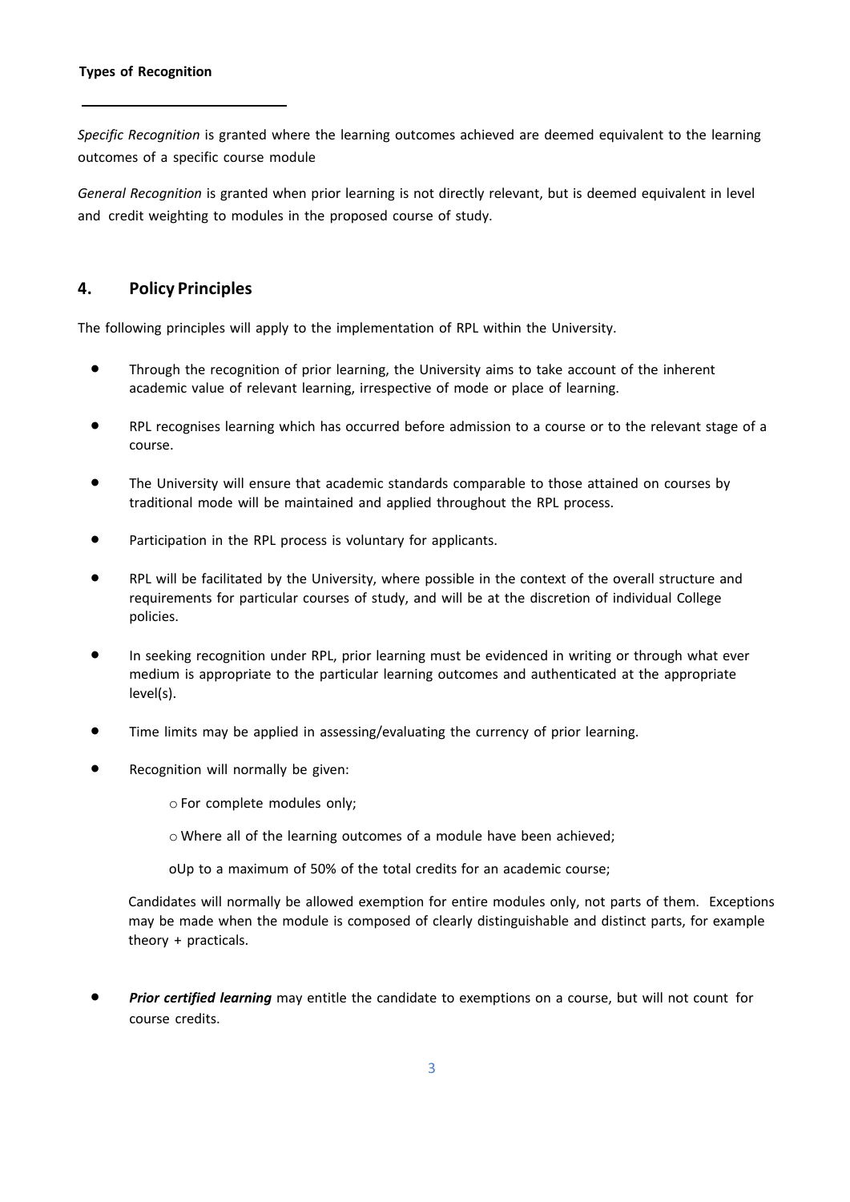**Types of Recognition**

*Specific Recognition* is granted where the learning outcomes achieved are deemed equivalent to the learning outcomes of a specific course module

*General Recognition* is granted when prior learning is not directly relevant, but is deemed equivalent in level and credit weighting to modules in the proposed course of study.

## 4. Policy Principles

The following principles will apply to the implementation of RPL within the University.

- Through the recognition of prior learning, the University aims to take account of the inherent academic value of relevant learning, irrespective of mode or place of learning.
- RPL recognises learning which has occurred before admission to a course or to the relevant stage of a course.
- The University will ensure that academic standards comparable to those attained on courses by traditional mode will be maintained and applied throughout the RPL process.
- Participation in the RPL process is voluntary for applicants.
- RPL will be facilitated by the University, where possible in the context of the overall structure and requirements for particular courses of study, and will be at the discretion of individual College policies.
- In seeking recognition under RPL, prior learning must be evidenced in writing or through what ever medium is appropriate to the particular learning outcomes and authenticated at the appropriate level(s).
- Time limits may be applied in assessing/evaluating the currency of prior learning.
- Recognition will normally be given:
  - For complete modules only;
  - Where all of the learning outcomes of a module have been achieved;
  - Up to a maximum of 50% of the total credits for an academic course;

  Candidates will normally be allowed exemption for entire modules only, not parts of them. Exceptions may be made when the module is composed of clearly distinguishable and distinct parts, for example theory + practicals.

- ***Prior certified learning*** may entitle the candidate to exemptions on a course, but will not count for course credits.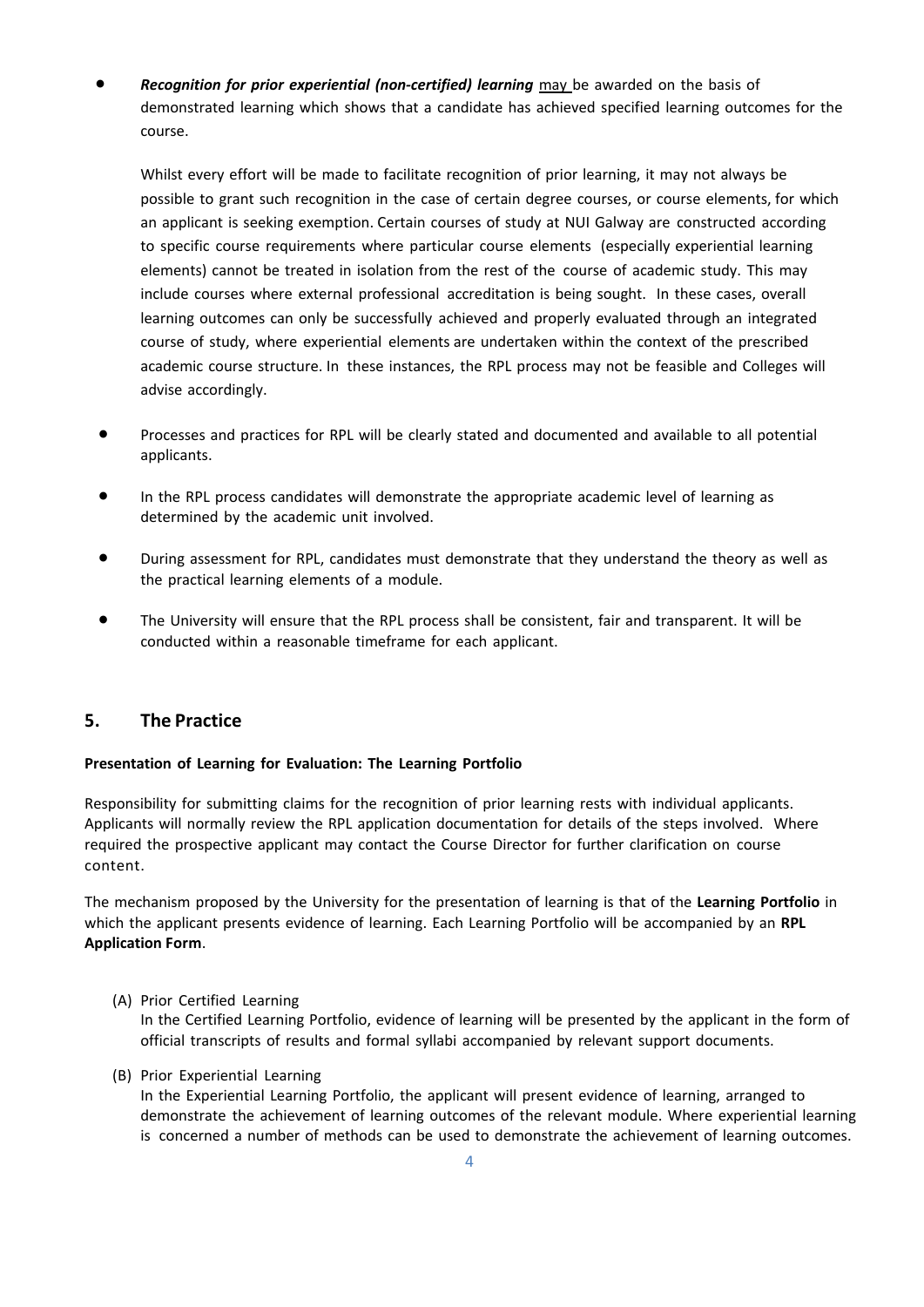- ***Recognition for prior experiential (non-certified) learning*** may be awarded on the basis of demonstrated learning which shows that a candidate has achieved specified learning outcomes for the course.

  Whilst every effort will be made to facilitate recognition of prior learning, it may not always be possible to grant such recognition in the case of certain degree courses, or course elements, for which an applicant is seeking exemption. Certain courses of study at NUI Galway are constructed according to specific course requirements where particular course elements (especially experiential learning elements) cannot be treated in isolation from the rest of the course of academic study. This may include courses where external professional accreditation is being sought. In these cases, overall learning outcomes can only be successfully achieved and properly evaluated through an integrated course of study, where experiential elements are undertaken within the context of the prescribed academic course structure. In these instances, the RPL process may not be feasible and Colleges will advise accordingly.

- Processes and practices for RPL will be clearly stated and documented and available to all potential applicants.

- In the RPL process candidates will demonstrate the appropriate academic level of learning as determined by the academic unit involved.

- During assessment for RPL, candidates must demonstrate that they understand the theory as well as the practical learning elements of a module.

- The University will ensure that the RPL process shall be consistent, fair and transparent. It will be conducted within a reasonable timeframe for each applicant.

## 5. The Practice

**Presentation of Learning for Evaluation: The Learning Portfolio**

Responsibility for submitting claims for the recognition of prior learning rests with individual applicants. Applicants will normally review the RPL application documentation for details of the steps involved. Where required the prospective applicant may contact the Course Director for further clarification on course content.

The mechanism proposed by the University for the presentation of learning is that of the **Learning Portfolio** in which the applicant presents evidence of learning. Each Learning Portfolio will be accompanied by an **RPL Application Form**.

(A) Prior Certified Learning
In the Certified Learning Portfolio, evidence of learning will be presented by the applicant in the form of official transcripts of results and formal syllabi accompanied by relevant support documents.

(B) Prior Experiential Learning
In the Experiential Learning Portfolio, the applicant will present evidence of learning, arranged to demonstrate the achievement of learning outcomes of the relevant module. Where experiential learning is concerned a number of methods can be used to demonstrate the achievement of learning outcomes.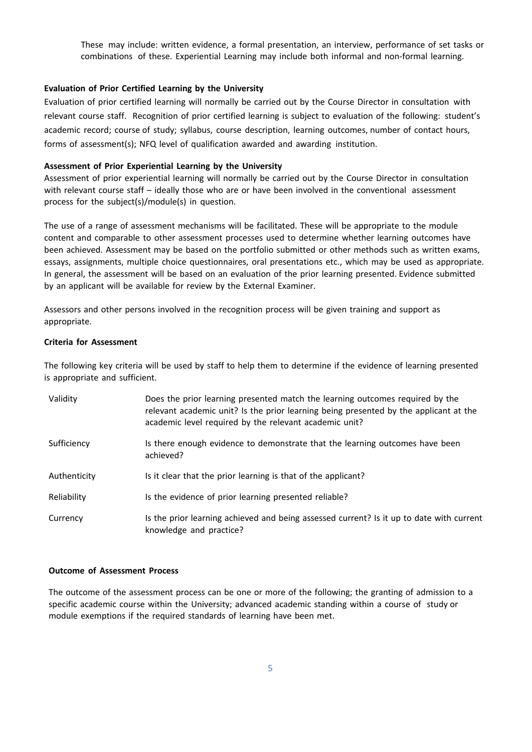These may include: written evidence, a formal presentation, an interview, performance of set tasks or combinations of these. Experiential Learning may include both informal and non-formal learning.

**Evaluation of Prior Certified Learning by the University**

Evaluation of prior certified learning will normally be carried out by the Course Director in consultation with relevant course staff. Recognition of prior certified learning is subject to evaluation of the following: student's academic record; course of study; syllabus, course description, learning outcomes, number of contact hours, forms of assessment(s); NFQ level of qualification awarded and awarding institution.

**Assessment of Prior Experiential Learning by the University**

Assessment of prior experiential learning will normally be carried out by the Course Director in consultation with relevant course staff – ideally those who are or have been involved in the conventional assessment process for the subject(s)/module(s) in question.

The use of a range of assessment mechanisms will be facilitated. These will be appropriate to the module content and comparable to other assessment processes used to determine whether learning outcomes have been achieved. Assessment may be based on the portfolio submitted or other methods such as written exams, essays, assignments, multiple choice questionnaires, oral presentations etc., which may be used as appropriate. In general, the assessment will be based on an evaluation of the prior learning presented. Evidence submitted by an applicant will be available for review by the External Examiner.

Assessors and other persons involved in the recognition process will be given training and support as appropriate.

**Criteria for Assessment**

The following key criteria will be used by staff to help them to determine if the evidence of learning presented is appropriate and sufficient.

| | |
|---|---|
| Validity | Does the prior learning presented match the learning outcomes required by the relevant academic unit? Is the prior learning being presented by the applicant at the academic level required by the relevant academic unit? |
| Sufficiency | Is there enough evidence to demonstrate that the learning outcomes have been achieved? |
| Authenticity | Is it clear that the prior learning is that of the applicant? |
| Reliability | Is the evidence of prior learning presented reliable? |
| Currency | Is the prior learning achieved and being assessed current? Is it up to date with current knowledge and practice? |

**Outcome of Assessment Process**

The outcome of the assessment process can be one or more of the following; the granting of admission to a specific academic course within the University; advanced academic standing within a course of study or module exemptions if the required standards of learning have been met.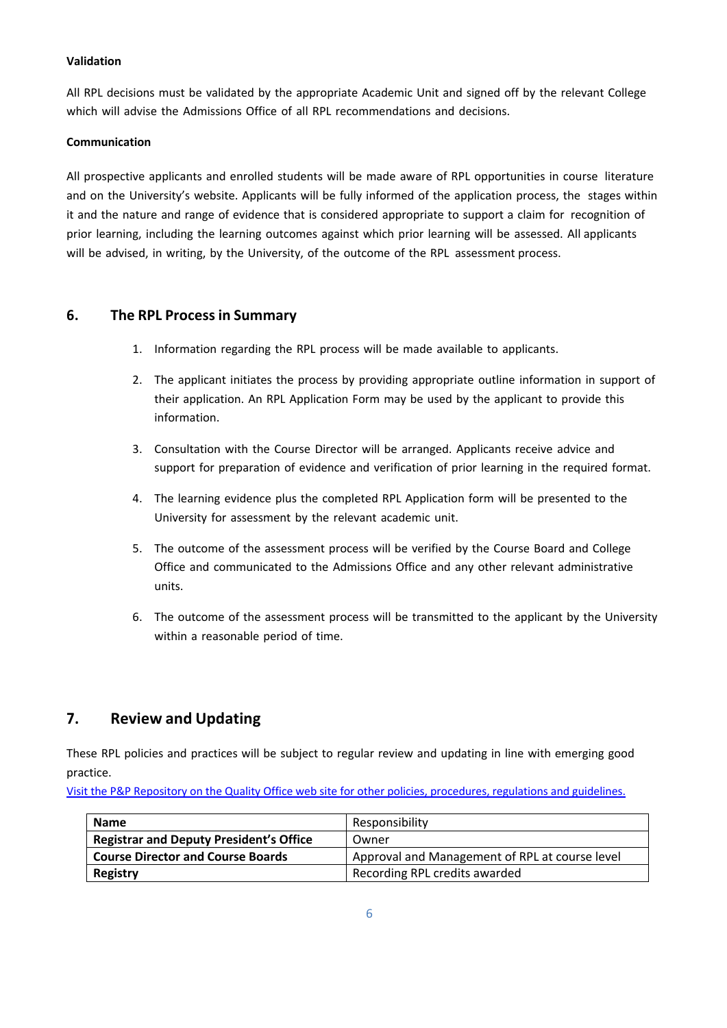**Validation**

All RPL decisions must be validated by the appropriate Academic Unit and signed off by the relevant College which will advise the Admissions Office of all RPL recommendations and decisions.

**Communication**

All prospective applicants and enrolled students will be made aware of RPL opportunities in course literature and on the University's website. Applicants will be fully informed of the application process, the stages within it and the nature and range of evidence that is considered appropriate to support a claim for recognition of prior learning, including the learning outcomes against which prior learning will be assessed. All applicants will be advised, in writing, by the University, of the outcome of the RPL assessment process.

## 6. The RPL Process in Summary

1. Information regarding the RPL process will be made available to applicants.
2. The applicant initiates the process by providing appropriate outline information in support of their application. An RPL Application Form may be used by the applicant to provide this information.
3. Consultation with the Course Director will be arranged. Applicants receive advice and support for preparation of evidence and verification of prior learning in the required format.
4. The learning evidence plus the completed RPL Application form will be presented to the University for assessment by the relevant academic unit.
5. The outcome of the assessment process will be verified by the Course Board and College Office and communicated to the Admissions Office and any other relevant administrative units.
6. The outcome of the assessment process will be transmitted to the applicant by the University within a reasonable period of time.

## 7. Review and Updating

These RPL policies and practices will be subject to regular review and updating in line with emerging good practice.

Visit the P&P Repository on the Quality Office web site for other policies, procedures, regulations and guidelines.

| **Name** | Responsibility |
|---|---|
| **Registrar and Deputy President's Office** | Owner |
| **Course Director and Course Boards** | Approval and Management of RPL at course level |
| **Registry** | Recording RPL credits awarded |